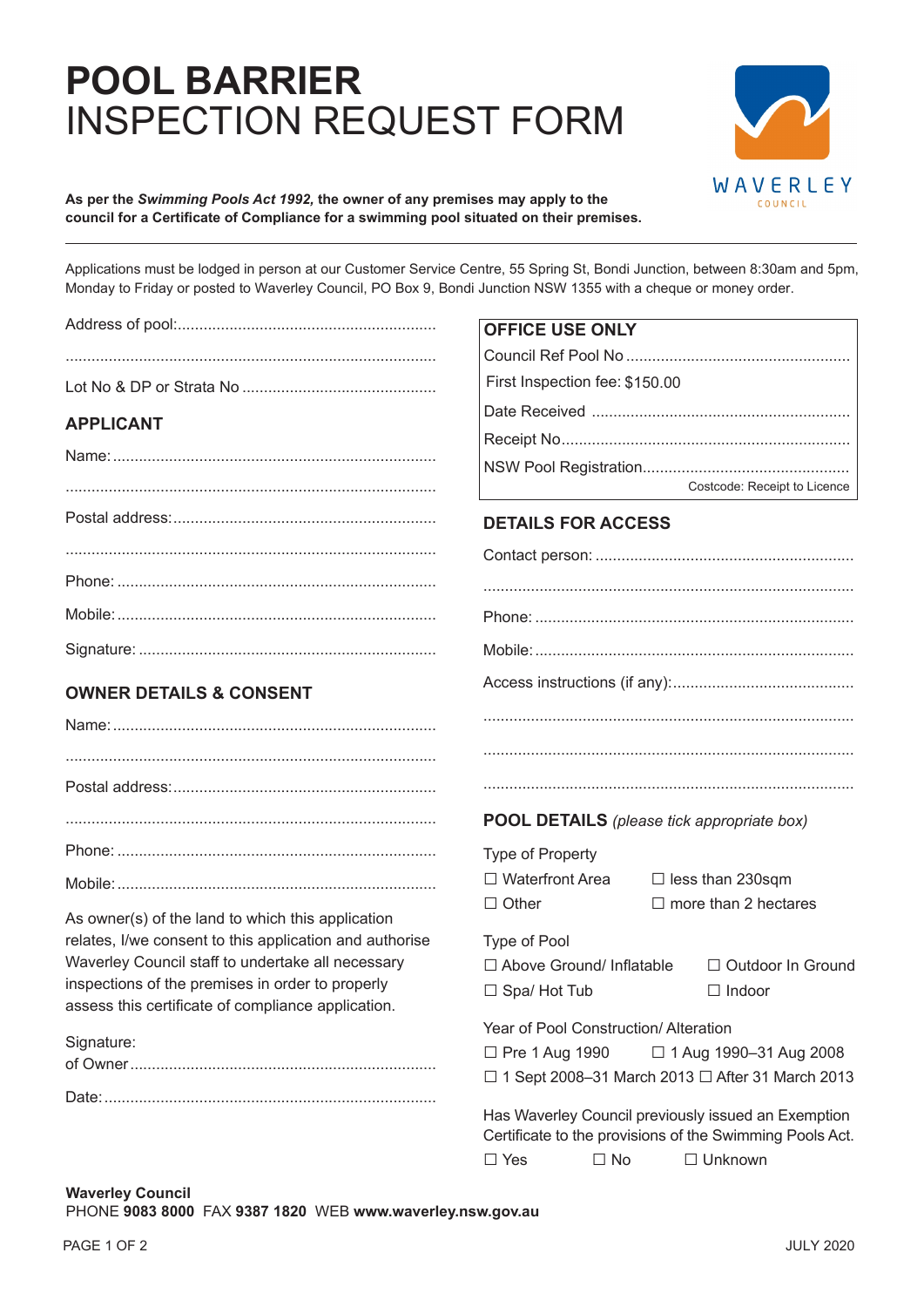# **POOL BARRIER** INSPECTION REQUEST FORM

WAVERLEY COUNCIL

**As per the *Swimming Pools Act 1992,* the owner of any premises may apply to the council for a Certificate of Compliance for a swimming pool situated on their premises.**

---

Applications must be lodged in person at our Customer Service Centre, 55 Spring St, Bondi Junction, between 8:30am and 5pm, Monday to Friday or posted to Waverley Council, PO Box 9, Bondi Junction NSW 1355 with a cheque or money order.

Address of pool:............................................................

.....................................................................................

Lot No & DP or Strata No .............................................

## APPLICANT

Name:..........................................................................

.....................................................................................

Postal address:.............................................................

.....................................................................................

Phone: .........................................................................

Mobile:.........................................................................

Signature: ....................................................................

## OWNER DETAILS & CONSENT

Name:..........................................................................

.....................................................................................

Postal address:.............................................................

.....................................................................................

Phone: .........................................................................

Mobile:.........................................................................

As owner(s) of the land to which this application relates, I/we consent to this application and authorise Waverley Council staff to undertake all necessary inspections of the premises in order to properly assess this certificate of compliance application.

Signature:
of Owner......................................................................

Date:............................................................................

## OFFICE USE ONLY

Council Ref Pool No ...................................................

First Inspection fee: $150.00

Date Received ...........................................................

Receipt No..................................................................

NSW Pool Registration................................................

Costcode: Receipt to Licence

## DETAILS FOR ACCESS

Contact person: ...........................................................

.....................................................................................

Phone: .........................................................................

Mobile:.........................................................................

Access instructions (if any):..........................................

.....................................................................................

.....................................................................................

.....................................................................................

## POOL DETAILS *(please tick appropriate box)*

Type of Property

☐ Waterfront Area ☐ less than 230sqm
☐ Other ☐ more than 2 hectares

Type of Pool

☐ Above Ground/ Inflatable ☐ Outdoor In Ground
☐ Spa/ Hot Tub ☐ Indoor

Year of Pool Construction/ Alteration

☐ Pre 1 Aug 1990 ☐ 1 Aug 1990–31 Aug 2008
☐ 1 Sept 2008–31 March 2013 ☐ After 31 March 2013

Has Waverley Council previously issued an Exemption Certificate to the provisions of the Swimming Pools Act.

☐ Yes ☐ No ☐ Unknown

**Waverley Council**
PHONE **9083 8000** FAX **9387 1820** WEB **www.waverley.nsw.gov.au**

JULY 2020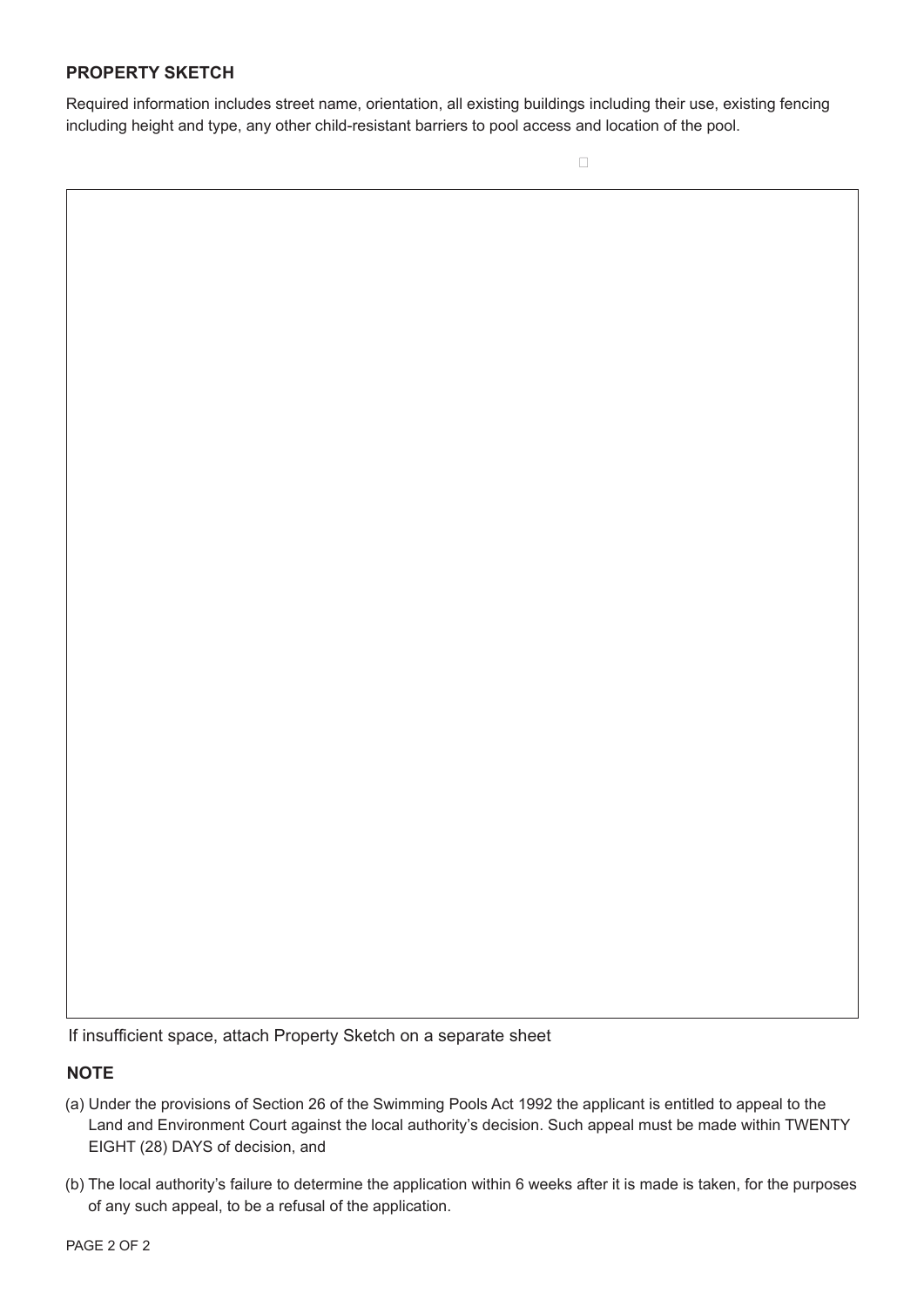## PROPERTY SKETCH

Required information includes street name, orientation, all existing buildings including their use, existing fencing including height and type, any other child-resistant barriers to pool access and location of the pool.

If insufficient space, attach Property Sketch on a separate sheet

## NOTE

(a) Under the provisions of Section 26 of the Swimming Pools Act 1992 the applicant is entitled to appeal to the Land and Environment Court against the local authority's decision. Such appeal must be made within TWENTY EIGHT (28) DAYS of decision, and

(b) The local authority's failure to determine the application within 6 weeks after it is made is taken, for the purposes of any such appeal, to be a refusal of the application.